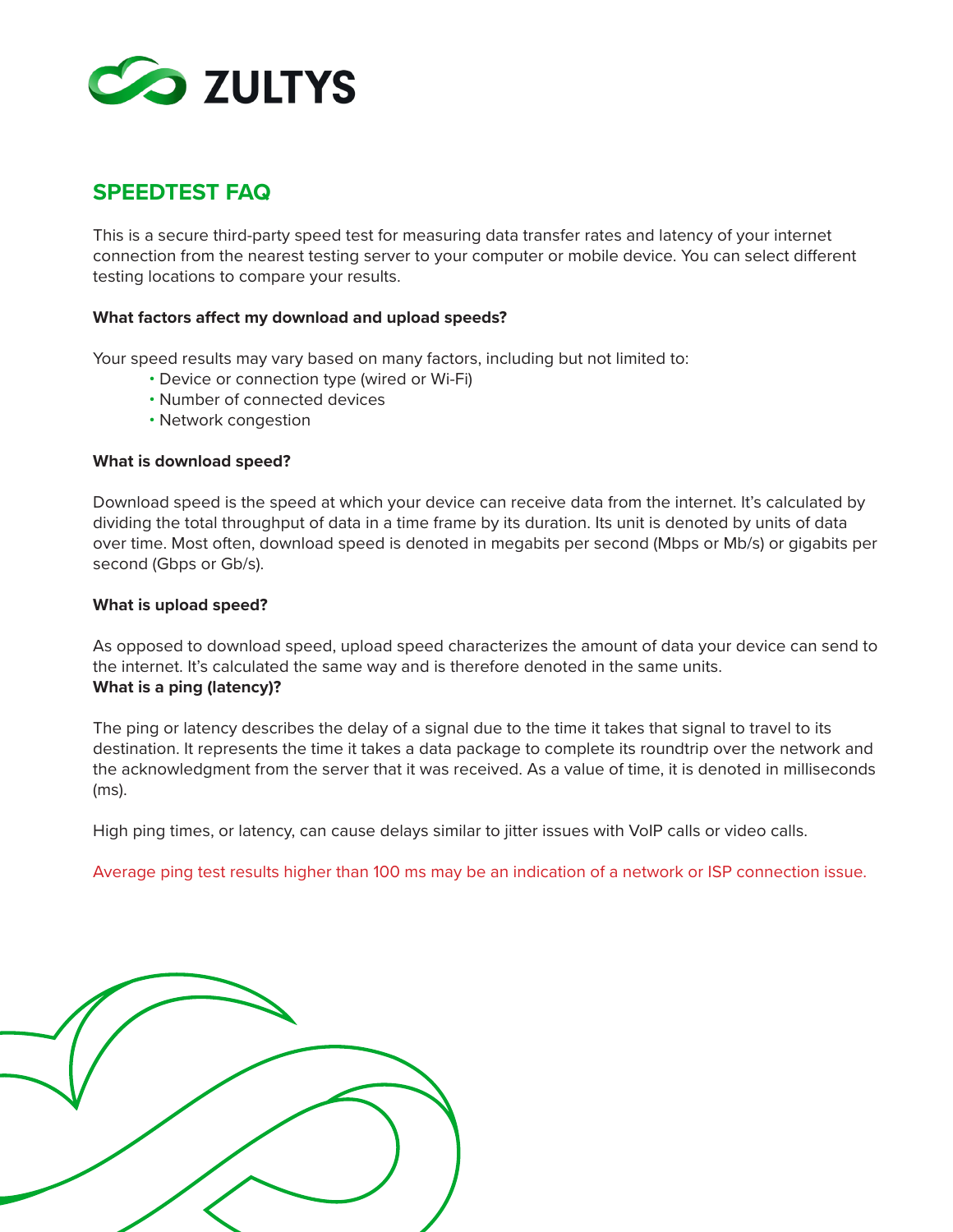ZULTYS

# SPEEDTEST FAQ

This is a secure third-party speed test for measuring data transfer rates and latency of your internet connection from the nearest testing server to your computer or mobile device. You can select different testing locations to compare your results.

**What factors affect my download and upload speeds?**

Your speed results may vary based on many factors, including but not limited to:

- Device or connection type (wired or Wi-Fi)
- Number of connected devices
- Network congestion

**What is download speed?**

Download speed is the speed at which your device can receive data from the internet. It's calculated by dividing the total throughput of data in a time frame by its duration. Its unit is denoted by units of data over time. Most often, download speed is denoted in megabits per second (Mbps or Mb/s) or gigabits per second (Gbps or Gb/s).

**What is upload speed?**

As opposed to download speed, upload speed characterizes the amount of data your device can send to the internet. It's calculated the same way and is therefore denoted in the same units.

**What is a ping (latency)?**

The ping or latency describes the delay of a signal due to the time it takes that signal to travel to its destination. It represents the time it takes a data package to complete its roundtrip over the network and the acknowledgment from the server that it was received. As a value of time, it is denoted in milliseconds (ms).

High ping times, or latency, can cause delays similar to jitter issues with VoIP calls or video calls.

Average ping test results higher than 100 ms may be an indication of a network or ISP connection issue.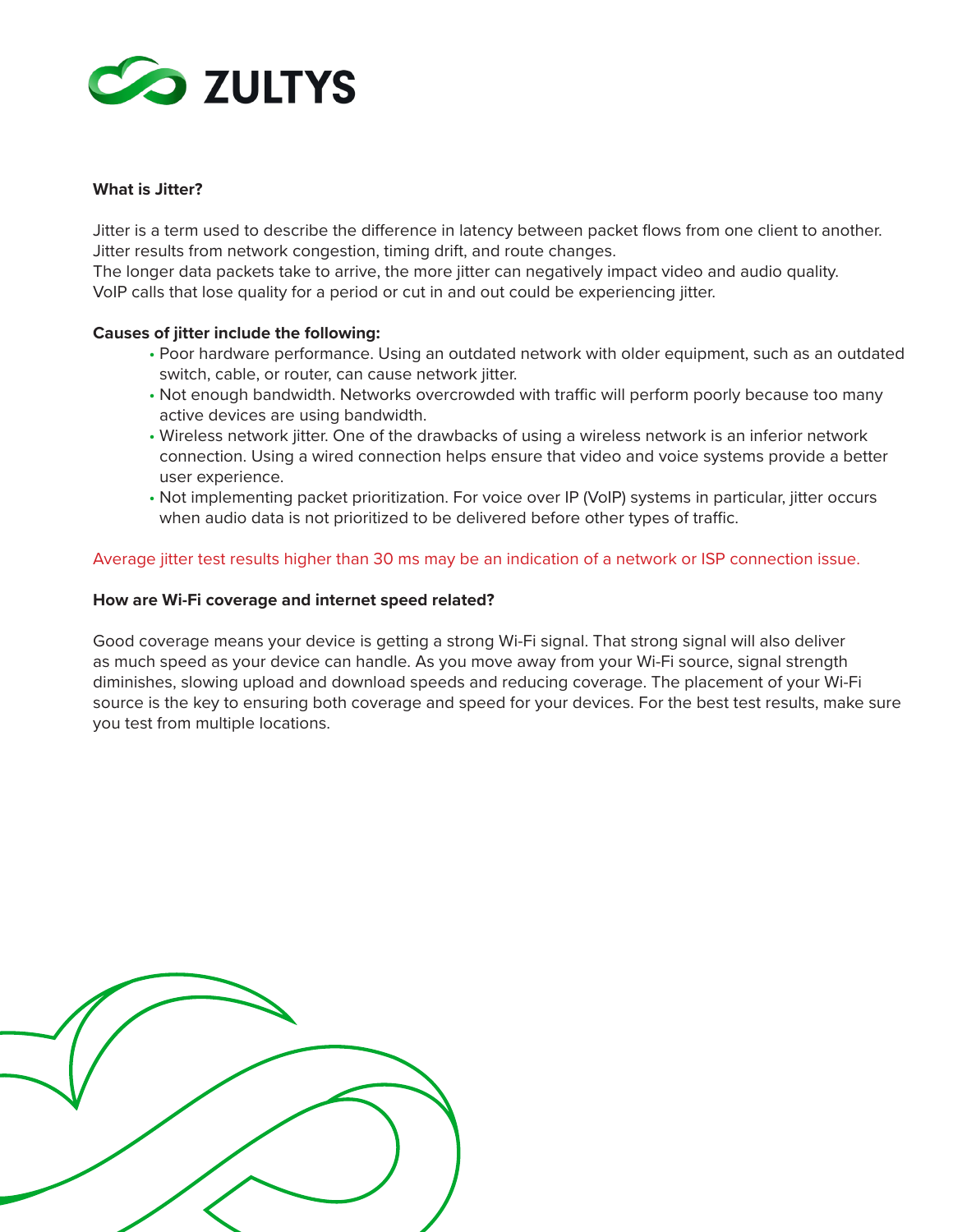**What is Jitter?**

Jitter is a term used to describe the difference in latency between packet flows from one client to another. Jitter results from network congestion, timing drift, and route changes.
The longer data packets take to arrive, the more jitter can negatively impact video and audio quality.
VoIP calls that lose quality for a period or cut in and out could be experiencing jitter.

**Causes of jitter include the following:**

- Poor hardware performance. Using an outdated network with older equipment, such as an outdated switch, cable, or router, can cause network jitter.
- Not enough bandwidth. Networks overcrowded with traffic will perform poorly because too many active devices are using bandwidth.
- Wireless network jitter. One of the drawbacks of using a wireless network is an inferior network connection. Using a wired connection helps ensure that video and voice systems provide a better user experience.
- Not implementing packet prioritization. For voice over IP (VoIP) systems in particular, jitter occurs when audio data is not prioritized to be delivered before other types of traffic.

Average jitter test results higher than 30 ms may be an indication of a network or ISP connection issue.

**How are Wi-Fi coverage and internet speed related?**

Good coverage means your device is getting a strong Wi-Fi signal. That strong signal will also deliver as much speed as your device can handle. As you move away from your Wi-Fi source, signal strength diminishes, slowing upload and download speeds and reducing coverage. The placement of your Wi-Fi source is the key to ensuring both coverage and speed for your devices. For the best test results, make sure you test from multiple locations.